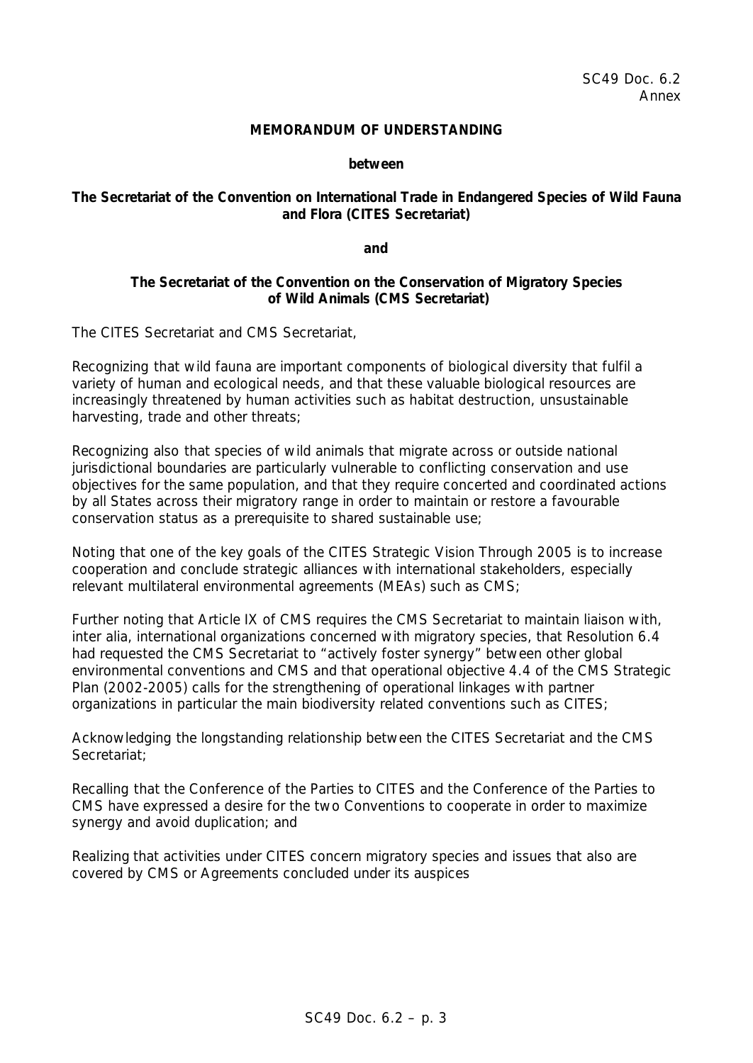# MEMORANDUM OF UNDERSTANDING

**between**

**The Secretariat of the Convention on International Trade in Endangered Species of Wild Fauna and Flora (CITES Secretariat)**

**and**

**The Secretariat of the Convention on the Conservation of Migratory Species of Wild Animals (CMS Secretariat)**

The CITES Secretariat and CMS Secretariat,

Recognizing that wild fauna are important components of biological diversity that fulfil a variety of human and ecological needs, and that these valuable biological resources are increasingly threatened by human activities such as habitat destruction, unsustainable harvesting, trade and other threats;

Recognizing also that species of wild animals that migrate across or outside national jurisdictional boundaries are particularly vulnerable to conflicting conservation and use objectives for the same population, and that they require concerted and coordinated actions by all States across their migratory range in order to maintain or restore a favourable conservation status as a prerequisite to shared sustainable use;

Noting that one of the key goals of the CITES Strategic Vision Through 2005 is to increase cooperation and conclude strategic alliances with international stakeholders, especially relevant multilateral environmental agreements (MEAs) such as CMS;

Further noting that Article IX of CMS requires the CMS Secretariat to maintain liaison with, inter alia, international organizations concerned with migratory species, that Resolution 6.4 had requested the CMS Secretariat to "actively foster synergy" between other global environmental conventions and CMS and that operational objective 4.4 of the CMS Strategic Plan (2002-2005) calls for the strengthening of operational linkages with partner organizations in particular the main biodiversity related conventions such as CITES;

Acknowledging the longstanding relationship between the CITES Secretariat and the CMS Secretariat;

Recalling that the Conference of the Parties to CITES and the Conference of the Parties to CMS have expressed a desire for the two Conventions to cooperate in order to maximize synergy and avoid duplication; and

Realizing that activities under CITES concern migratory species and issues that also are covered by CMS or Agreements concluded under its auspices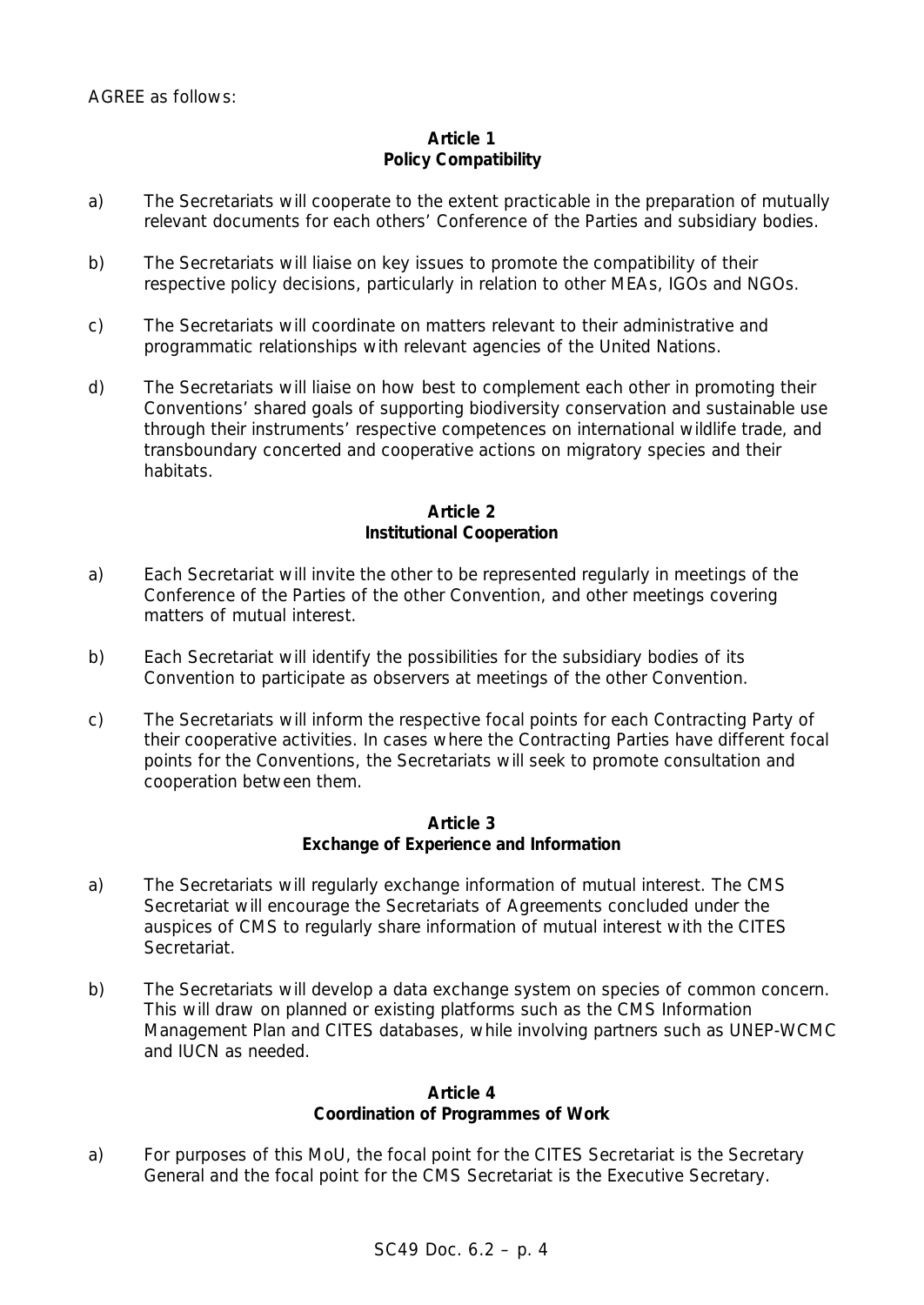AGREE as follows:

**Article 1**
**Policy Compatibility**

a) The Secretariats will cooperate to the extent practicable in the preparation of mutually relevant documents for each others' Conference of the Parties and subsidiary bodies.

b) The Secretariats will liaise on key issues to promote the compatibility of their respective policy decisions, particularly in relation to other MEAs, IGOs and NGOs.

c) The Secretariats will coordinate on matters relevant to their administrative and programmatic relationships with relevant agencies of the United Nations.

d) The Secretariats will liaise on how best to complement each other in promoting their Conventions' shared goals of supporting biodiversity conservation and sustainable use through their instruments' respective competences on international wildlife trade, and transboundary concerted and cooperative actions on migratory species and their habitats.

**Article 2**
**Institutional Cooperation**

a) Each Secretariat will invite the other to be represented regularly in meetings of the Conference of the Parties of the other Convention, and other meetings covering matters of mutual interest.

b) Each Secretariat will identify the possibilities for the subsidiary bodies of its Convention to participate as observers at meetings of the other Convention.

c) The Secretariats will inform the respective focal points for each Contracting Party of their cooperative activities. In cases where the Contracting Parties have different focal points for the Conventions, the Secretariats will seek to promote consultation and cooperation between them.

**Article 3**
**Exchange of Experience and Information**

a) The Secretariats will regularly exchange information of mutual interest. The CMS Secretariat will encourage the Secretariats of Agreements concluded under the auspices of CMS to regularly share information of mutual interest with the CITES Secretariat.

b) The Secretariats will develop a data exchange system on species of common concern. This will draw on planned or existing platforms such as the CMS Information Management Plan and CITES databases, while involving partners such as UNEP-WCMC and IUCN as needed.

**Article 4**
**Coordination of Programmes of Work**

a) For purposes of this MoU, the focal point for the CITES Secretariat is the Secretary General and the focal point for the CMS Secretariat is the Executive Secretary.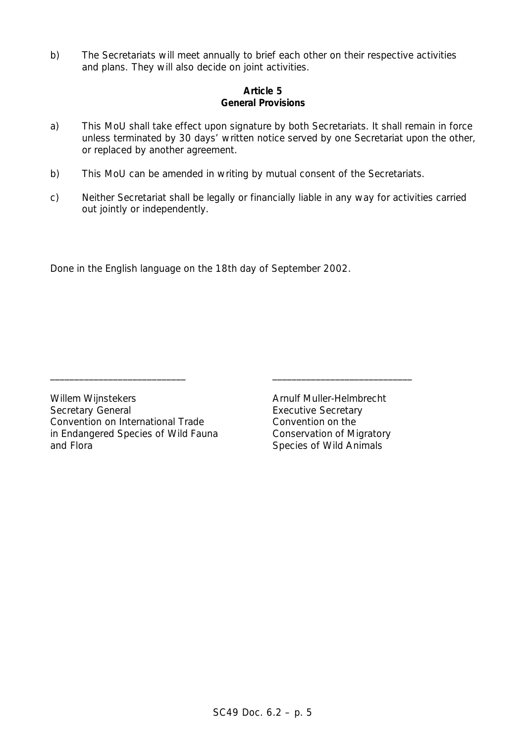b) The Secretariats will meet annually to brief each other on their respective activities and plans. They will also decide on joint activities.

**Article 5**
**General Provisions**

a) This MoU shall take effect upon signature by both Secretariats. It shall remain in force unless terminated by 30 days' written notice served by one Secretariat upon the other, or replaced by another agreement.

b) This MoU can be amended in writing by mutual consent of the Secretariats.

c) Neither Secretariat shall be legally or financially liable in any way for activities carried out jointly or independently.

Done in the English language on the 18th day of September 2002.

_____________________________

Willem Wijnstekers
Secretary General
Convention on International Trade
in Endangered Species of Wild Fauna
and Flora

_____________________________

Arnulf Muller-Helmbrecht
Executive Secretary
Convention on the
Conservation of Migratory
Species of Wild Animals